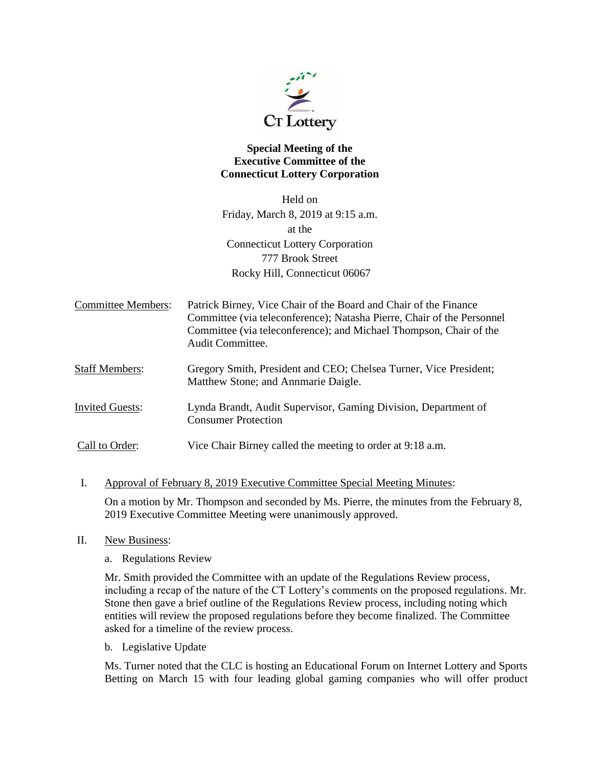**Special Meeting of the Executive Committee of the Connecticut Lottery Corporation**

Held on
Friday, March 8, 2019 at 9:15 a.m.
at the
Connecticut Lottery Corporation
777 Brook Street
Rocky Hill, Connecticut 06067

Committee Members: Patrick Birney, Vice Chair of the Board and Chair of the Finance Committee (via teleconference); Natasha Pierre, Chair of the Personnel Committee (via teleconference); and Michael Thompson, Chair of the Audit Committee.

Staff Members: Gregory Smith, President and CEO; Chelsea Turner, Vice President; Matthew Stone; and Annmarie Daigle.

Invited Guests: Lynda Brandt, Audit Supervisor, Gaming Division, Department of Consumer Protection

Call to Order: Vice Chair Birney called the meeting to order at 9:18 a.m.

I. Approval of February 8, 2019 Executive Committee Special Meeting Minutes:

On a motion by Mr. Thompson and seconded by Ms. Pierre, the minutes from the February 8, 2019 Executive Committee Meeting were unanimously approved.

II. New Business:

a. Regulations Review

Mr. Smith provided the Committee with an update of the Regulations Review process, including a recap of the nature of the CT Lottery's comments on the proposed regulations. Mr. Stone then gave a brief outline of the Regulations Review process, including noting which entities will review the proposed regulations before they become finalized. The Committee asked for a timeline of the review process.

b. Legislative Update

Ms. Turner noted that the CLC is hosting an Educational Forum on Internet Lottery and Sports Betting on March 15 with four leading global gaming companies who will offer product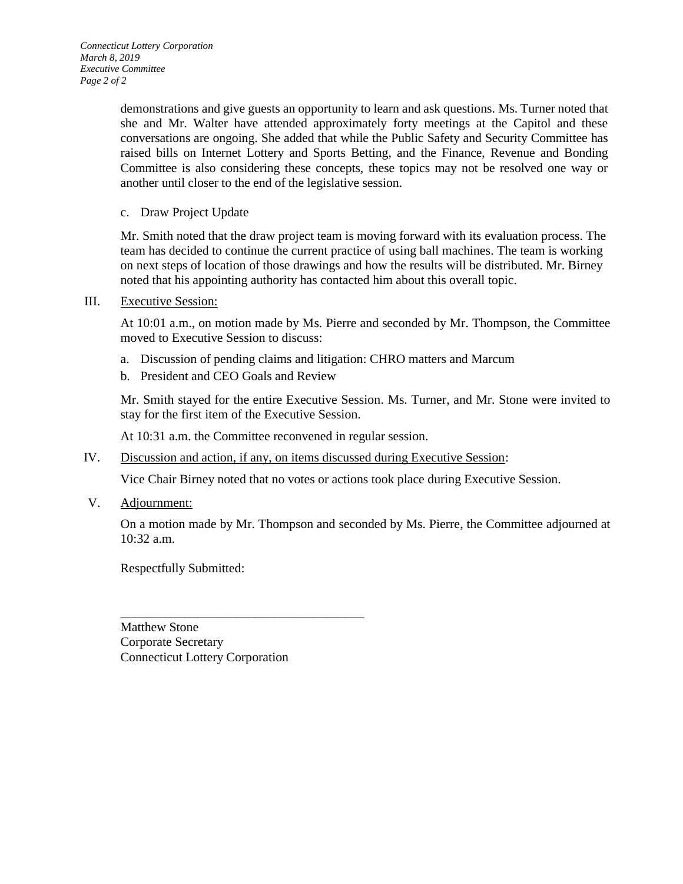demonstrations and give guests an opportunity to learn and ask questions. Ms. Turner noted that she and Mr. Walter have attended approximately forty meetings at the Capitol and these conversations are ongoing. She added that while the Public Safety and Security Committee has raised bills on Internet Lottery and Sports Betting, and the Finance, Revenue and Bonding Committee is also considering these concepts, these topics may not be resolved one way or another until closer to the end of the legislative session.

c. Draw Project Update

Mr. Smith noted that the draw project team is moving forward with its evaluation process. The team has decided to continue the current practice of using ball machines. The team is working on next steps of location of those drawings and how the results will be distributed. Mr. Birney noted that his appointing authority has contacted him about this overall topic.

III. <u>Executive Session:</u>

At 10:01 a.m., on motion made by Ms. Pierre and seconded by Mr. Thompson, the Committee moved to Executive Session to discuss:

a. Discussion of pending claims and litigation: CHRO matters and Marcum
b. President and CEO Goals and Review

Mr. Smith stayed for the entire Executive Session. Ms. Turner, and Mr. Stone were invited to stay for the first item of the Executive Session.

At 10:31 a.m. the Committee reconvened in regular session.

IV. <u>Discussion and action, if any, on items discussed during Executive Session</u>:

Vice Chair Birney noted that no votes or actions took place during Executive Session.

V. <u>Adjournment:</u>

On a motion made by Mr. Thompson and seconded by Ms. Pierre, the Committee adjourned at 10:32 a.m.

Respectfully Submitted:

\_\_\_\_\_\_\_\_\_\_\_\_\_\_\_\_\_\_\_\_\_\_\_\_\_\_\_\_\_\_\_\_\_\_\_\_\_\_

Matthew Stone
Corporate Secretary
Connecticut Lottery Corporation